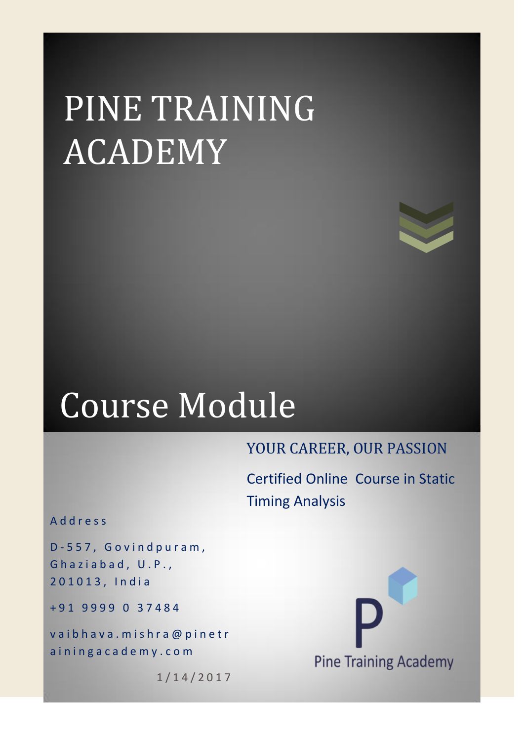# PINE TRAINING ACADEMY

# Course Module

YOUR CAREER, OUR PASSION

Certified Online Course in Static Timing Analysis

Address

D-557, Govindpuram,
Ghaziabad, U.P.,
201013, India

+91 9999 0 37484

vaibhava.mishra@pinetrainingacademy.com

1/14/2017

Pine Training Academy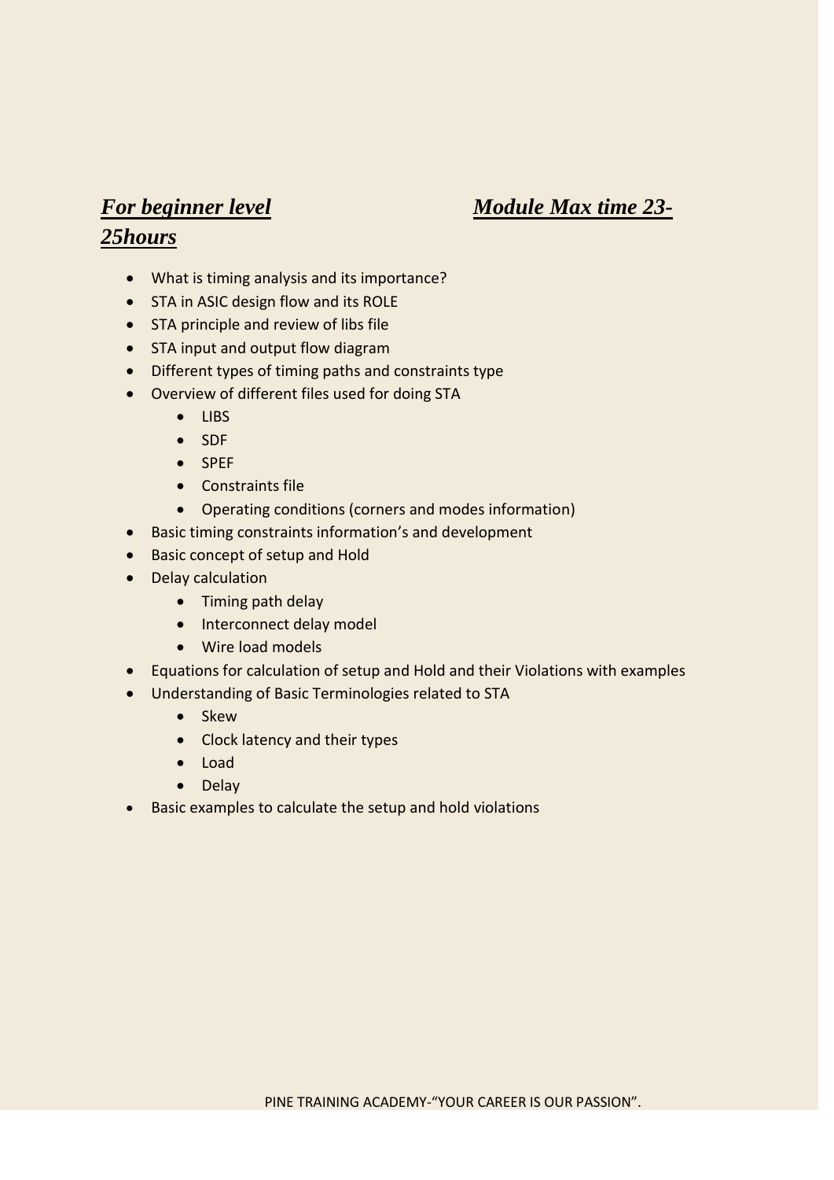***For beginner level*** ***Module Max time 23-25hours***

- What is timing analysis and its importance?
- STA in ASIC design flow and its ROLE
- STA principle and review of libs file
- STA input and output flow diagram
- Different types of timing paths and constraints type
- Overview of different files used for doing STA
  - LIBS
  - SDF
  - SPEF
  - Constraints file
  - Operating conditions (corners and modes information)
- Basic timing constraints information's and development
- Basic concept of setup and Hold
- Delay calculation
  - Timing path delay
  - Interconnect delay model
  - Wire load models
- Equations for calculation of setup and Hold and their Violations with examples
- Understanding of Basic Terminologies related to STA
  - Skew
  - Clock latency and their types
  - Load
  - Delay
- Basic examples to calculate the setup and hold violations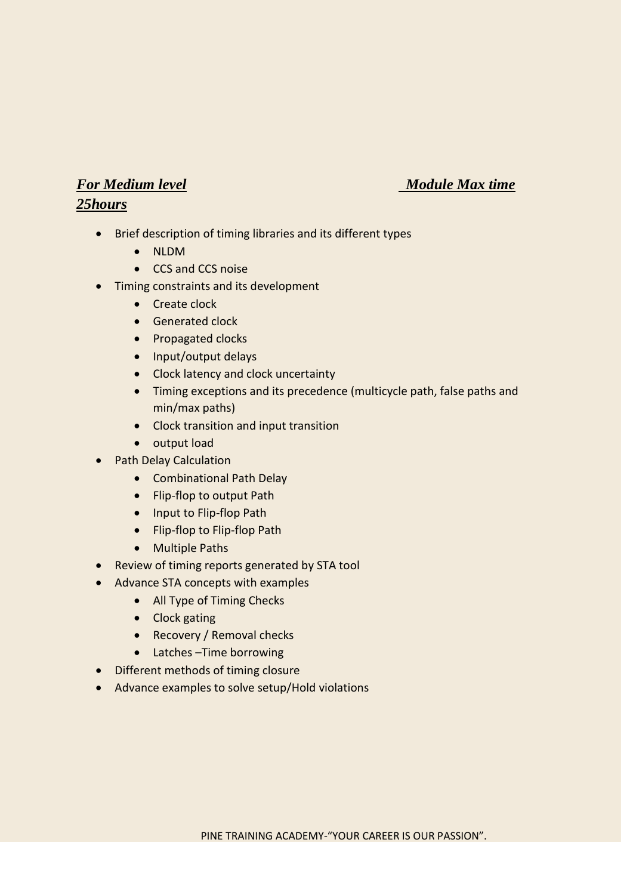***For Medium level*** ***Module Max time 25hours***

- Brief description of timing libraries and its different types
  - NLDM
  - CCS and CCS noise
- Timing constraints and its development
  - Create clock
  - Generated clock
  - Propagated clocks
  - Input/output delays
  - Clock latency and clock uncertainty
  - Timing exceptions and its precedence (multicycle path, false paths and min/max paths)
  - Clock transition and input transition
  - output load
- Path Delay Calculation
  - Combinational Path Delay
  - Flip-flop to output Path
  - Input to Flip-flop Path
  - Flip-flop to Flip-flop Path
  - Multiple Paths
- Review of timing reports generated by STA tool
- Advance STA concepts with examples
  - All Type of Timing Checks
  - Clock gating
  - Recovery / Removal checks
  - Latches –Time borrowing
- Different methods of timing closure
- Advance examples to solve setup/Hold violations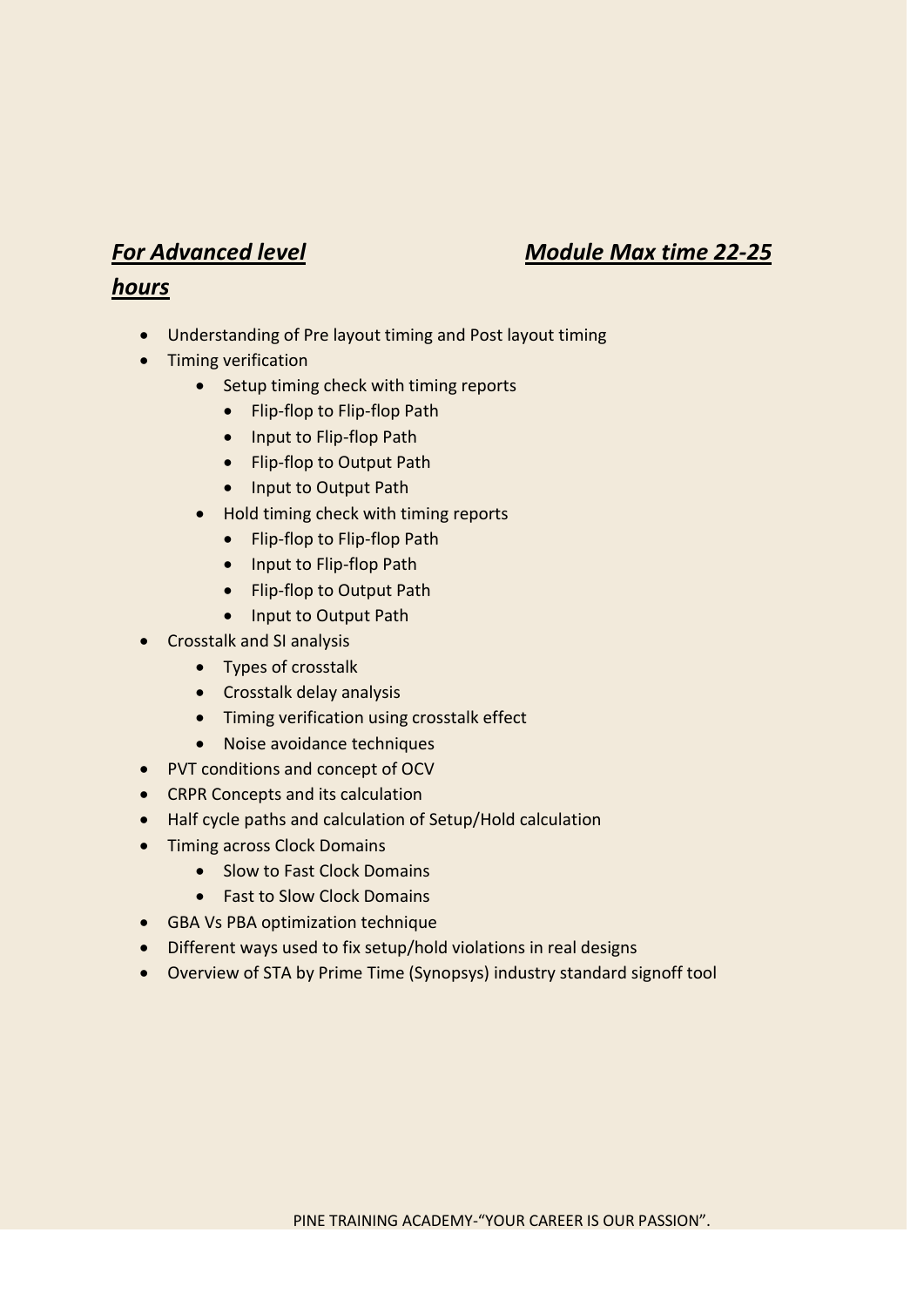***For Advanced level*** ***Module Max time 22-25 hours***

- Understanding of Pre layout timing and Post layout timing
- Timing verification
  - Setup timing check with timing reports
    - Flip-flop to Flip-flop Path
    - Input to Flip-flop Path
    - Flip-flop to Output Path
    - Input to Output Path
  - Hold timing check with timing reports
    - Flip-flop to Flip-flop Path
    - Input to Flip-flop Path
    - Flip-flop to Output Path
    - Input to Output Path
- Crosstalk and SI analysis
  - Types of crosstalk
  - Crosstalk delay analysis
  - Timing verification using crosstalk effect
  - Noise avoidance techniques
- PVT conditions and concept of OCV
- CRPR Concepts and its calculation
- Half cycle paths and calculation of Setup/Hold calculation
- Timing across Clock Domains
  - Slow to Fast Clock Domains
  - Fast to Slow Clock Domains
- GBA Vs PBA optimization technique
- Different ways used to fix setup/hold violations in real designs
- Overview of STA by Prime Time (Synopsys) industry standard signoff tool